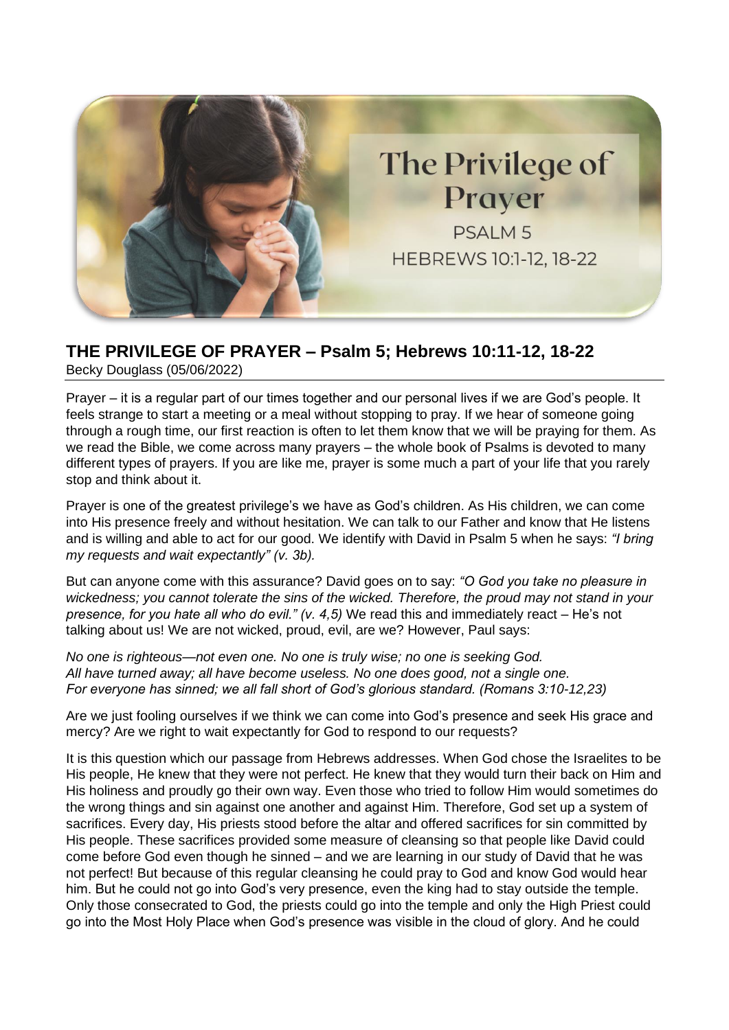## THE PRIVILEGE OF PRAYER – Psalm 5; Hebrews 10:11-12, 18-22

Becky Douglass (05/06/2022)

Prayer – it is a regular part of our times together and our personal lives if we are God's people. It feels strange to start a meeting or a meal without stopping to pray. If we hear of someone going through a rough time, our first reaction is often to let them know that we will be praying for them. As we read the Bible, we come across many prayers – the whole book of Psalms is devoted to many different types of prayers. If you are like me, prayer is some much a part of your life that you rarely stop and think about it.

Prayer is one of the greatest privilege's we have as God's children. As His children, we can come into His presence freely and without hesitation. We can talk to our Father and know that He listens and is willing and able to act for our good. We identify with David in Psalm 5 when he says: *"I bring my requests and wait expectantly" (v. 3b).*

But can anyone come with this assurance? David goes on to say: *"O God you take no pleasure in wickedness; you cannot tolerate the sins of the wicked. Therefore, the proud may not stand in your presence, for you hate all who do evil." (v. 4,5)* We read this and immediately react – He's not talking about us! We are not wicked, proud, evil, are we? However, Paul says:

*No one is righteous—not even one. No one is truly wise; no one is seeking God.*
*All have turned away; all have become useless. No one does good, not a single one.*
*For everyone has sinned; we all fall short of God's glorious standard. (Romans 3:10-12,23)*

Are we just fooling ourselves if we think we can come into God's presence and seek His grace and mercy? Are we right to wait expectantly for God to respond to our requests?

It is this question which our passage from Hebrews addresses. When God chose the Israelites to be His people, He knew that they were not perfect. He knew that they would turn their back on Him and His holiness and proudly go their own way. Even those who tried to follow Him would sometimes do the wrong things and sin against one another and against Him. Therefore, God set up a system of sacrifices. Every day, His priests stood before the altar and offered sacrifices for sin committed by His people. These sacrifices provided some measure of cleansing so that people like David could come before God even though he sinned – and we are learning in our study of David that he was not perfect! But because of this regular cleansing he could pray to God and know God would hear him. But he could not go into God's very presence, even the king had to stay outside the temple. Only those consecrated to God, the priests could go into the temple and only the High Priest could go into the Most Holy Place when God's presence was visible in the cloud of glory. And he could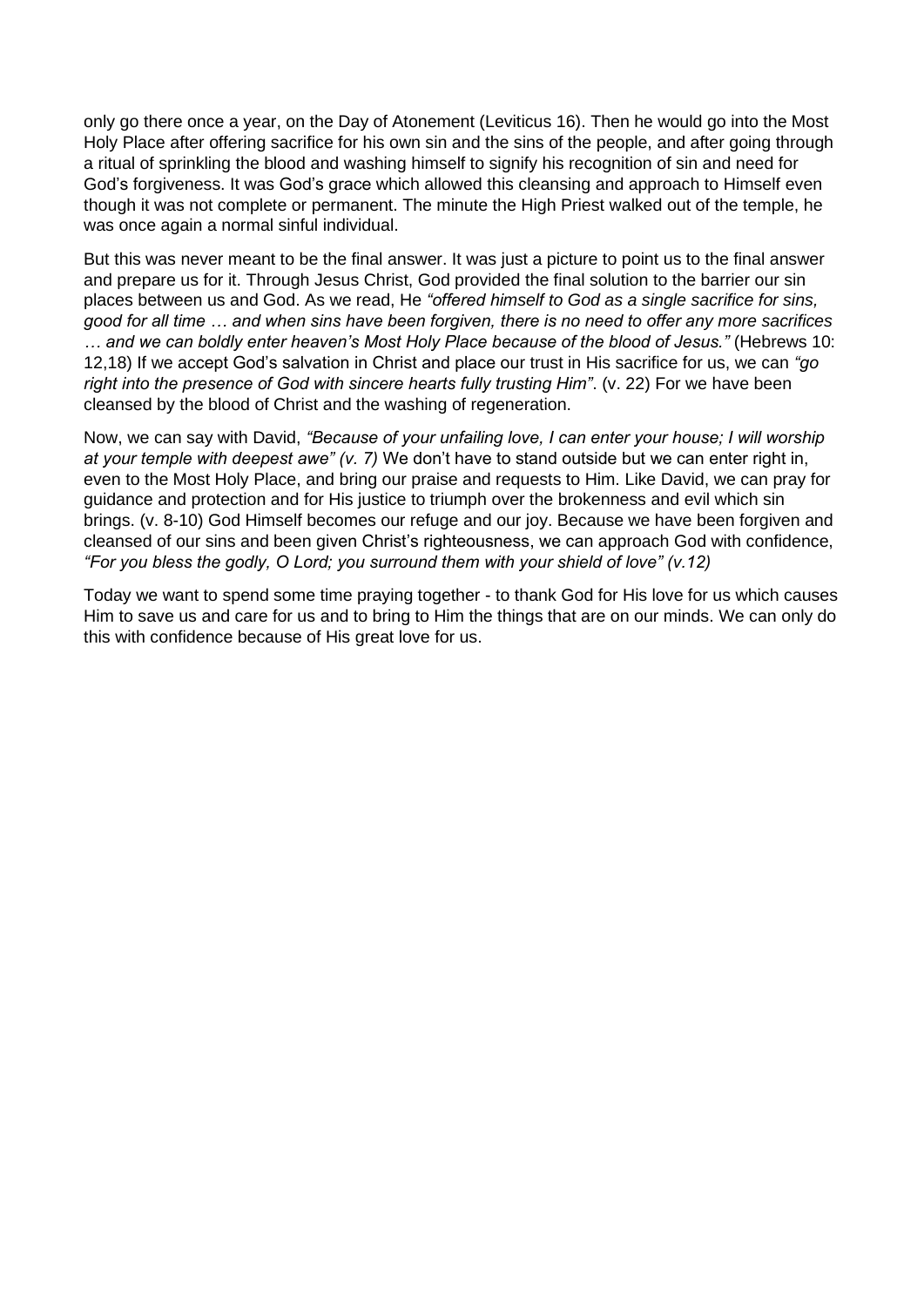only go there once a year, on the Day of Atonement (Leviticus 16). Then he would go into the Most Holy Place after offering sacrifice for his own sin and the sins of the people, and after going through a ritual of sprinkling the blood and washing himself to signify his recognition of sin and need for God's forgiveness. It was God's grace which allowed this cleansing and approach to Himself even though it was not complete or permanent. The minute the High Priest walked out of the temple, he was once again a normal sinful individual.

But this was never meant to be the final answer. It was just a picture to point us to the final answer and prepare us for it. Through Jesus Christ, God provided the final solution to the barrier our sin places between us and God. As we read, He *"offered himself to God as a single sacrifice for sins, good for all time … and when sins have been forgiven, there is no need to offer any more sacrifices … and we can boldly enter heaven's Most Holy Place because of the blood of Jesus."* (Hebrews 10: 12,18) If we accept God's salvation in Christ and place our trust in His sacrifice for us, we can *"go right into the presence of God with sincere hearts fully trusting Him"*. (v. 22) For we have been cleansed by the blood of Christ and the washing of regeneration.

Now, we can say with David, *"Because of your unfailing love, I can enter your house; I will worship at your temple with deepest awe" (v. 7)* We don't have to stand outside but we can enter right in, even to the Most Holy Place, and bring our praise and requests to Him. Like David, we can pray for guidance and protection and for His justice to triumph over the brokenness and evil which sin brings. (v. 8-10) God Himself becomes our refuge and our joy. Because we have been forgiven and cleansed of our sins and been given Christ's righteousness, we can approach God with confidence, *"For you bless the godly, O Lord; you surround them with your shield of love" (v.12)*

Today we want to spend some time praying together - to thank God for His love for us which causes Him to save us and care for us and to bring to Him the things that are on our minds. We can only do this with confidence because of His great love for us.